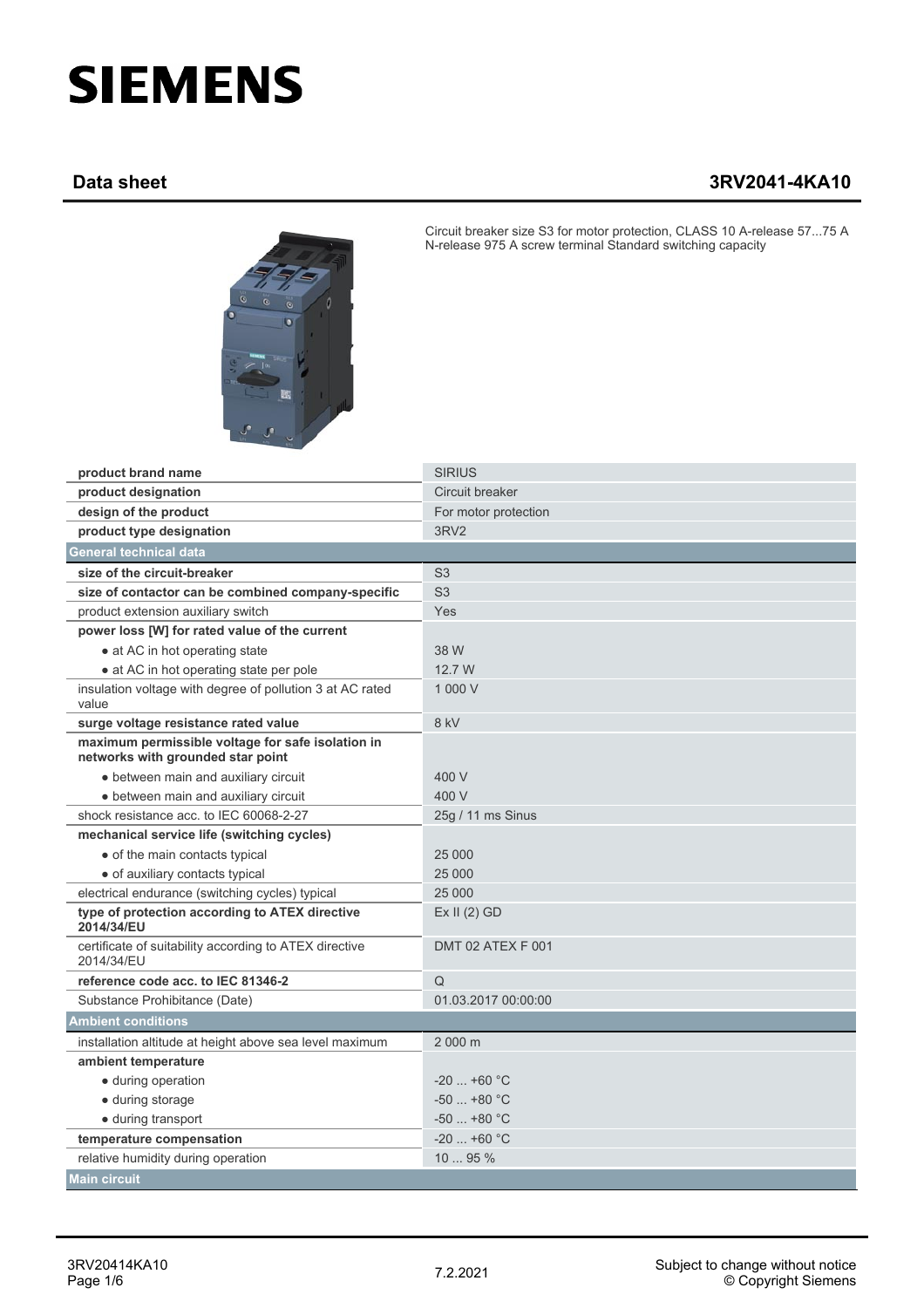# SIEMENS

## Data sheet 3RV2041-4KA10

Circuit breaker size S3 for motor protection, CLASS 10 A-release 57...75 A N-release 975 A screw terminal Standard switching capacity

| | |
|---|---|
| **product brand name** | SIRIUS |
| **product designation** | Circuit breaker |
| **design of the product** | For motor protection |
| **product type designation** | 3RV2 |
| **General technical data** | |
| **size of the circuit-breaker** | S3 |
| **size of contactor can be combined company-specific** | S3 |
| product extension auxiliary switch | Yes |
| **power loss [W] for rated value of the current** | |
| • at AC in hot operating state | 38 W |
| • at AC in hot operating state per pole | 12.7 W |
| insulation voltage with degree of pollution 3 at AC rated value | 1 000 V |
| **surge voltage resistance rated value** | 8 kV |
| **maximum permissible voltage for safe isolation in networks with grounded star point** | |
| • between main and auxiliary circuit | 400 V |
| • between main and auxiliary circuit | 400 V |
| shock resistance acc. to IEC 60068-2-27 | 25g / 11 ms Sinus |
| **mechanical service life (switching cycles)** | |
| • of the main contacts typical | 25 000 |
| • of auxiliary contacts typical | 25 000 |
| electrical endurance (switching cycles) typical | 25 000 |
| **type of protection according to ATEX directive 2014/34/EU** | Ex II (2) GD |
| certificate of suitability according to ATEX directive 2014/34/EU | DMT 02 ATEX F 001 |
| **reference code acc. to IEC 81346-2** | Q |
| Substance Prohibitance (Date) | 01.03.2017 00:00:00 |
| **Ambient conditions** | |
| installation altitude at height above sea level maximum | 2 000 m |
| **ambient temperature** | |
| • during operation | -20 ... +60 °C |
| • during storage | -50 ... +80 °C |
| • during transport | -50 ... +80 °C |
| **temperature compensation** | -20 ... +60 °C |
| relative humidity during operation | 10 ... 95 % |
| **Main circuit** | |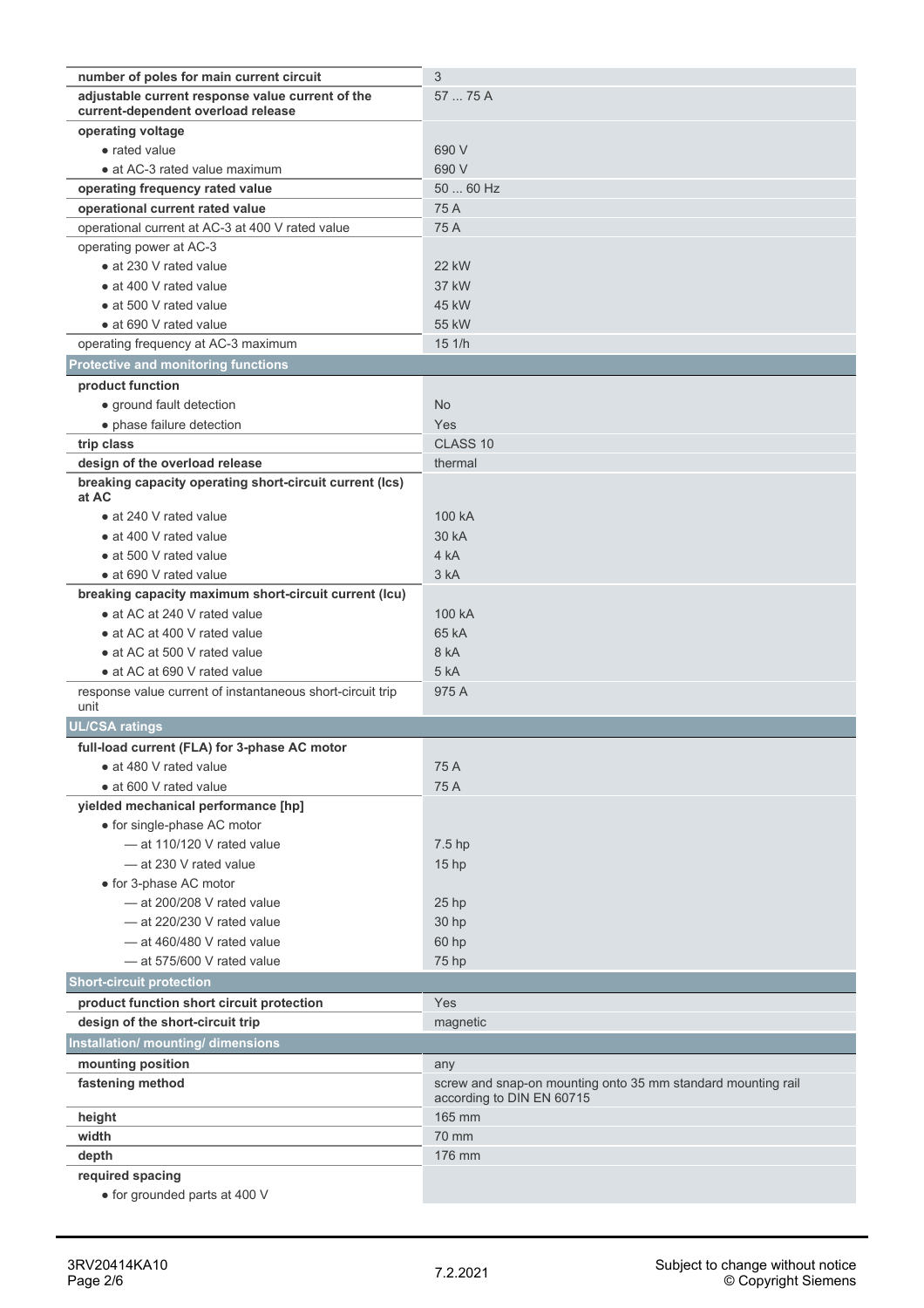| | |
|---|---|
| **number of poles for main current circuit** | 3 |
| **adjustable current response value current of the current-dependent overload release** | 57 ... 75 A |
| **operating voltage** | |
| • rated value | 690 V |
| • at AC-3 rated value maximum | 690 V |
| **operating frequency rated value** | 50 ... 60 Hz |
| **operational current rated value** | 75 A |
| operational current at AC-3 at 400 V rated value | 75 A |
| operating power at AC-3 | |
| • at 230 V rated value | 22 kW |
| • at 400 V rated value | 37 kW |
| • at 500 V rated value | 45 kW |
| • at 690 V rated value | 55 kW |
| operating frequency at AC-3 maximum | 15 1/h |
| **Protective and monitoring functions** | |
| **product function** | |
| • ground fault detection | No |
| • phase failure detection | Yes |
| **trip class** | CLASS 10 |
| **design of the overload release** | thermal |
| **breaking capacity operating short-circuit current (Ics) at AC** | |
| • at 240 V rated value | 100 kA |
| • at 400 V rated value | 30 kA |
| • at 500 V rated value | 4 kA |
| • at 690 V rated value | 3 kA |
| **breaking capacity maximum short-circuit current (Icu)** | |
| • at AC at 240 V rated value | 100 kA |
| • at AC at 400 V rated value | 65 kA |
| • at AC at 500 V rated value | 8 kA |
| • at AC at 690 V rated value | 5 kA |
| response value current of instantaneous short-circuit trip unit | 975 A |
| **UL/CSA ratings** | |
| **full-load current (FLA) for 3-phase AC motor** | |
| • at 480 V rated value | 75 A |
| • at 600 V rated value | 75 A |
| **yielded mechanical performance [hp]** | |
| • for single-phase AC motor | |
| — at 110/120 V rated value | 7.5 hp |
| — at 230 V rated value | 15 hp |
| • for 3-phase AC motor | |
| — at 200/208 V rated value | 25 hp |
| — at 220/230 V rated value | 30 hp |
| — at 460/480 V rated value | 60 hp |
| — at 575/600 V rated value | 75 hp |
| **Short-circuit protection** | |
| **product function short circuit protection** | Yes |
| **design of the short-circuit trip** | magnetic |
| **Installation/ mounting/ dimensions** | |
| **mounting position** | any |
| **fastening method** | screw and snap-on mounting onto 35 mm standard mounting rail according to DIN EN 60715 |
| **height** | 165 mm |
| **width** | 70 mm |
| **depth** | 176 mm |
| **required spacing** | |
| • for grounded parts at 400 V | |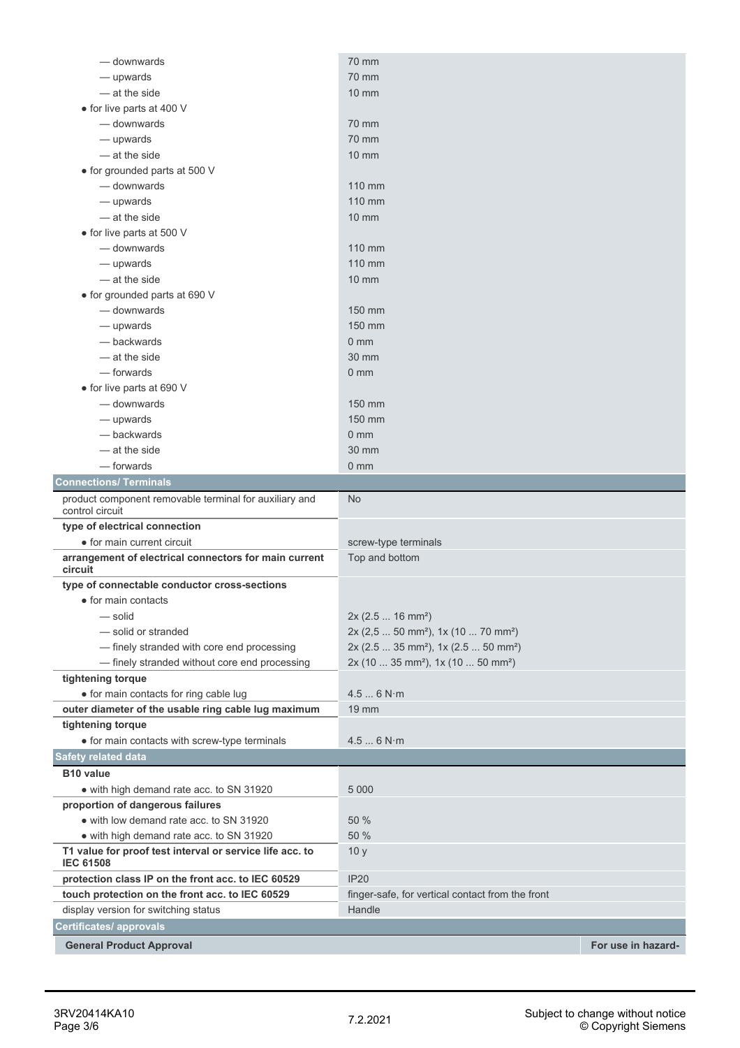| | |
|---|---|
| — downwards | 70 mm |
| — upwards | 70 mm |
| — at the side | 10 mm |
| • for live parts at 400 V | |
| — downwards | 70 mm |
| — upwards | 70 mm |
| — at the side | 10 mm |
| • for grounded parts at 500 V | |
| — downwards | 110 mm |
| — upwards | 110 mm |
| — at the side | 10 mm |
| • for live parts at 500 V | |
| — downwards | 110 mm |
| — upwards | 110 mm |
| — at the side | 10 mm |
| • for grounded parts at 690 V | |
| — downwards | 150 mm |
| — upwards | 150 mm |
| — backwards | 0 mm |
| — at the side | 30 mm |
| — forwards | 0 mm |
| • for live parts at 690 V | |
| — downwards | 150 mm |
| — upwards | 150 mm |
| — backwards | 0 mm |
| — at the side | 30 mm |
| — forwards | 0 mm |

## Connections/ Terminals

| | |
|---|---|
| product component removable terminal for auxiliary and control circuit | No |
| **type of electrical connection** | |
| • for main current circuit | screw-type terminals |
| **arrangement of electrical connectors for main current circuit** | Top and bottom |
| **type of connectable conductor cross-sections** | |
| • for main contacts | |
| — solid | 2x (2.5 ... 16 mm²) |
| — solid or stranded | 2x (2,5 ... 50 mm²), 1x (10 ... 70 mm²) |
| — finely stranded with core end processing | 2x (2.5 ... 35 mm²), 1x (2.5 ... 50 mm²) |
| — finely stranded without core end processing | 2x (10 ... 35 mm²), 1x (10 ... 50 mm²) |
| **tightening torque** | |
| • for main contacts for ring cable lug | 4.5 ... 6 N·m |
| **outer diameter of the usable ring cable lug maximum** | 19 mm |
| **tightening torque** | |
| • for main contacts with screw-type terminals | 4.5 ... 6 N·m |

## Safety related data

| | |
|---|---|
| **B10 value** | |
| • with high demand rate acc. to SN 31920 | 5 000 |
| **proportion of dangerous failures** | |
| • with low demand rate acc. to SN 31920 | 50 % |
| • with high demand rate acc. to SN 31920 | 50 % |
| **T1 value for proof test interval or service life acc. to IEC 61508** | 10 y |
| **protection class IP on the front acc. to IEC 60529** | IP20 |
| **touch protection on the front acc. to IEC 60529** | finger-safe, for vertical contact from the front |
| display version for switching status | Handle |

## Certificates/ approvals

| General Product Approval | For use in hazard- |
|---|---|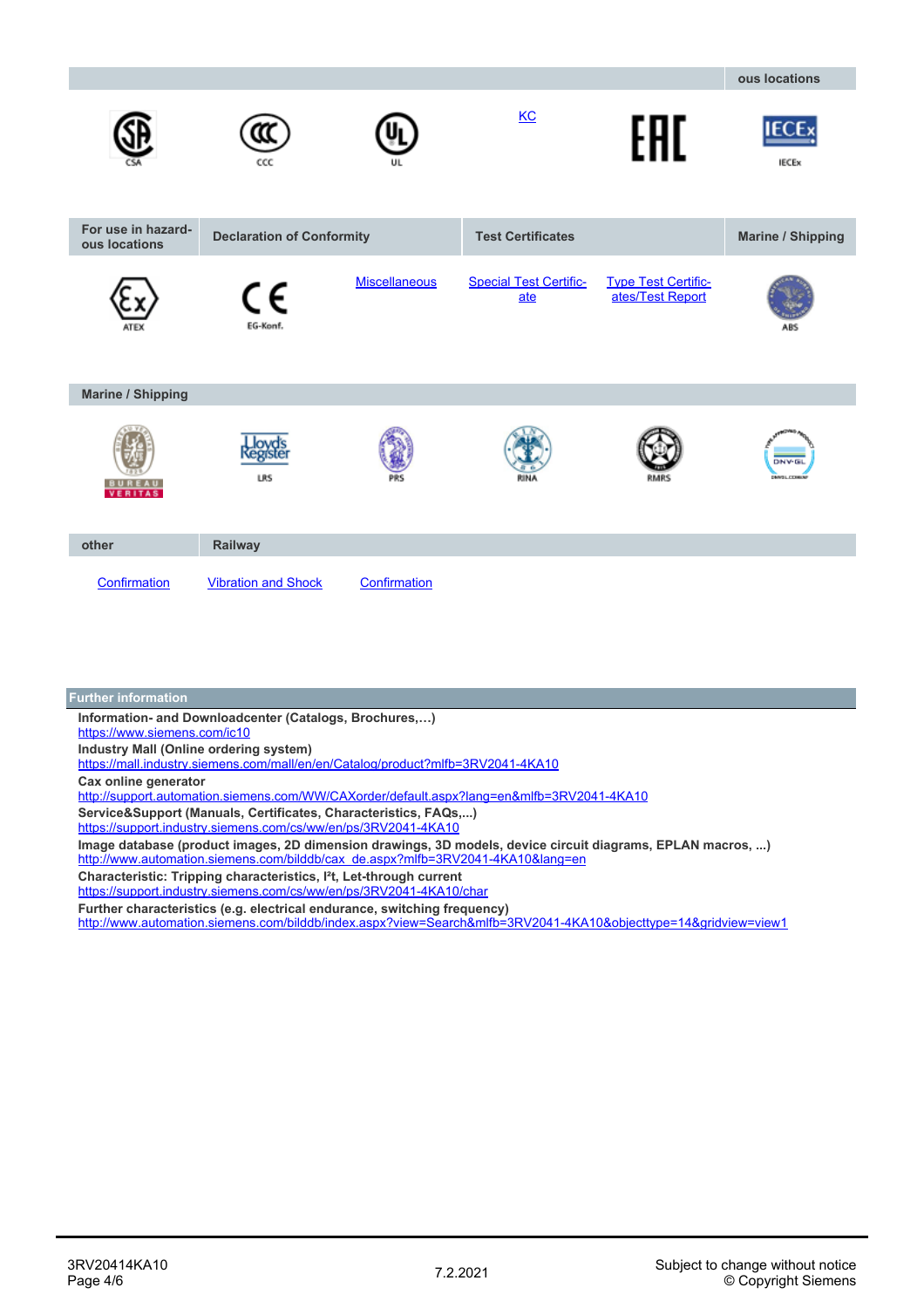| | | | | | ous locations |
|---|---|---|---|---|---|
| CSA | CCC | UL | KC | EAC | IECEx |

| For use in hazardous locations | Declaration of Conformity | | Test Certificates | | Marine / Shipping |
|---|---|---|---|---|---|
| ATEX | EG-Konf. | Miscellaneous | Special Test Certificate | Type Test Certificates/Test Report | ABS |

| Marine / Shipping | | | | | |
|---|---|---|---|---|---|
| BUREAU VERITAS | LRS | PRS | RINA | RMRS | DNVGL.COM/AF |

| other | Railway | |
|---|---|---|
| Confirmation | Vibration and Shock | Confirmation |

## Further information

**Information- and Downloadcenter (Catalogs, Brochures,…)**
https://www.siemens.com/ic10

**Industry Mall (Online ordering system)**
https://mall.industry.siemens.com/mall/en/en/Catalog/product?mlfb=3RV2041-4KA10

**Cax online generator**
http://support.automation.siemens.com/WW/CAXorder/default.aspx?lang=en&mlfb=3RV2041-4KA10

**Service&Support (Manuals, Certificates, Characteristics, FAQs,...)**
https://support.industry.siemens.com/cs/ww/en/ps/3RV2041-4KA10

**Image database (product images, 2D dimension drawings, 3D models, device circuit diagrams, EPLAN macros, ...)**
http://www.automation.siemens.com/bilddb/cax_de.aspx?mlfb=3RV2041-4KA10&lang=en

**Characteristic: Tripping characteristics, I²t, Let-through current**
https://support.industry.siemens.com/cs/ww/en/ps/3RV2041-4KA10/char

**Further characteristics (e.g. electrical endurance, switching frequency)**
http://www.automation.siemens.com/bilddb/index.aspx?view=Search&mlfb=3RV2041-4KA10&objecttype=14&gridview=view1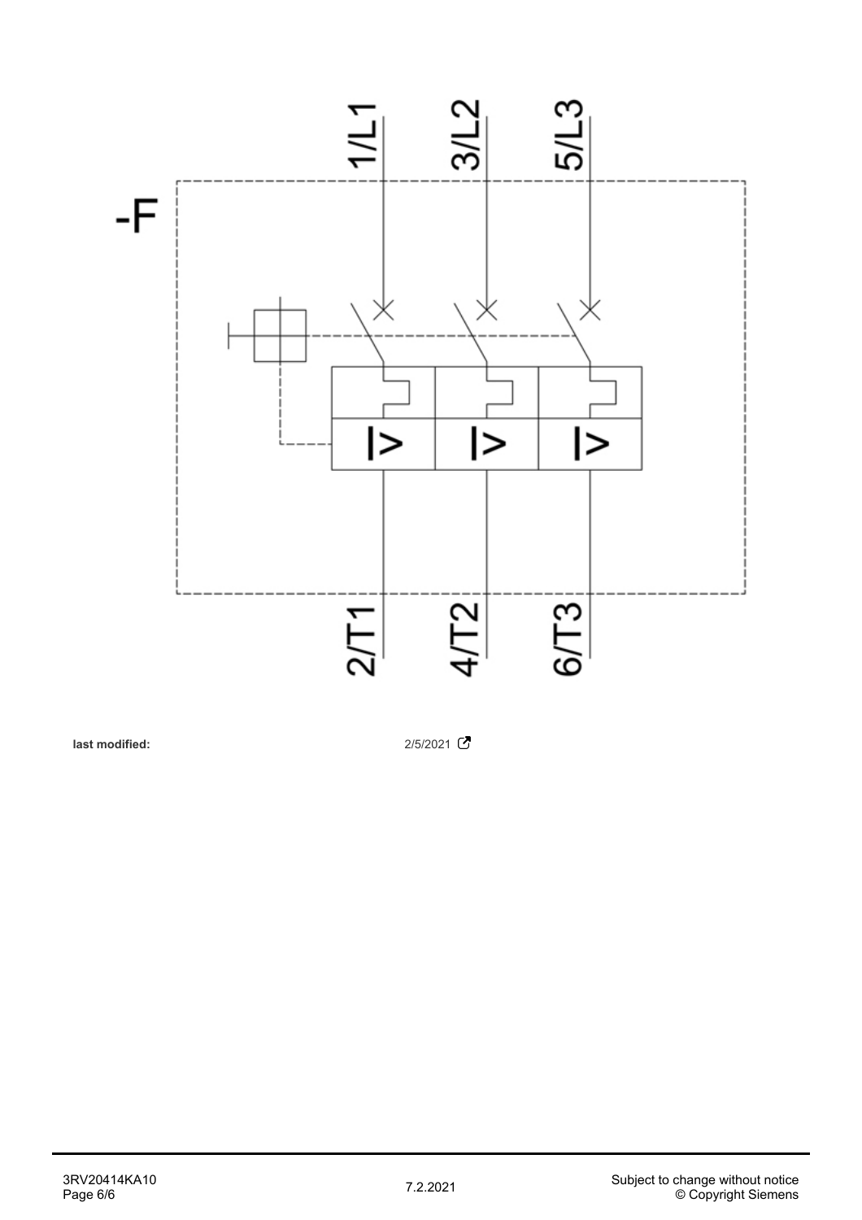-F

1/L1

3/L2

5/L3

I>

I>

I>

2/T1

4/T2

6/T3

**last modified:** 2/5/2021